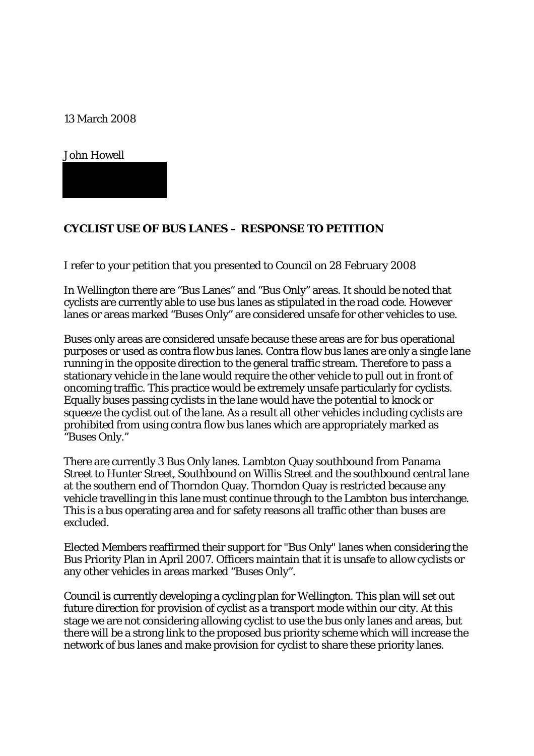13 March 2008

John Howell

**CYCLIST USE OF BUS LANES – RESPONSE TO PETITION**

I refer to your petition that you presented to Council on 28 February 2008

In Wellington there are "Bus Lanes" and "Bus Only" areas. It should be noted that cyclists are currently able to use bus lanes as stipulated in the road code. However lanes or areas marked "Buses Only" are considered unsafe for other vehicles to use.

Buses only areas are considered unsafe because these areas are for bus operational purposes or used as contra flow bus lanes. Contra flow bus lanes are only a single lane running in the opposite direction to the general traffic stream. Therefore to pass a stationary vehicle in the lane would require the other vehicle to pull out in front of oncoming traffic. This practice would be extremely unsafe particularly for cyclists. Equally buses passing cyclists in the lane would have the potential to knock or squeeze the cyclist out of the lane. As a result all other vehicles including cyclists are prohibited from using contra flow bus lanes which are appropriately marked as "Buses Only."

There are currently 3 Bus Only lanes. Lambton Quay southbound from Panama Street to Hunter Street, Southbound on Willis Street and the southbound central lane at the southern end of Thorndon Quay. Thorndon Quay is restricted because any vehicle travelling in this lane must continue through to the Lambton bus interchange. This is a bus operating area and for safety reasons all traffic other than buses are excluded.

Elected Members reaffirmed their support for "Bus Only" lanes when considering the Bus Priority Plan in April 2007. Officers maintain that it is unsafe to allow cyclists or any other vehicles in areas marked "Buses Only".

Council is currently developing a cycling plan for Wellington. This plan will set out future direction for provision of cyclist as a transport mode within our city. At this stage we are not considering allowing cyclist to use the bus only lanes and areas, but there will be a strong link to the proposed bus priority scheme which will increase the network of bus lanes and make provision for cyclist to share these priority lanes.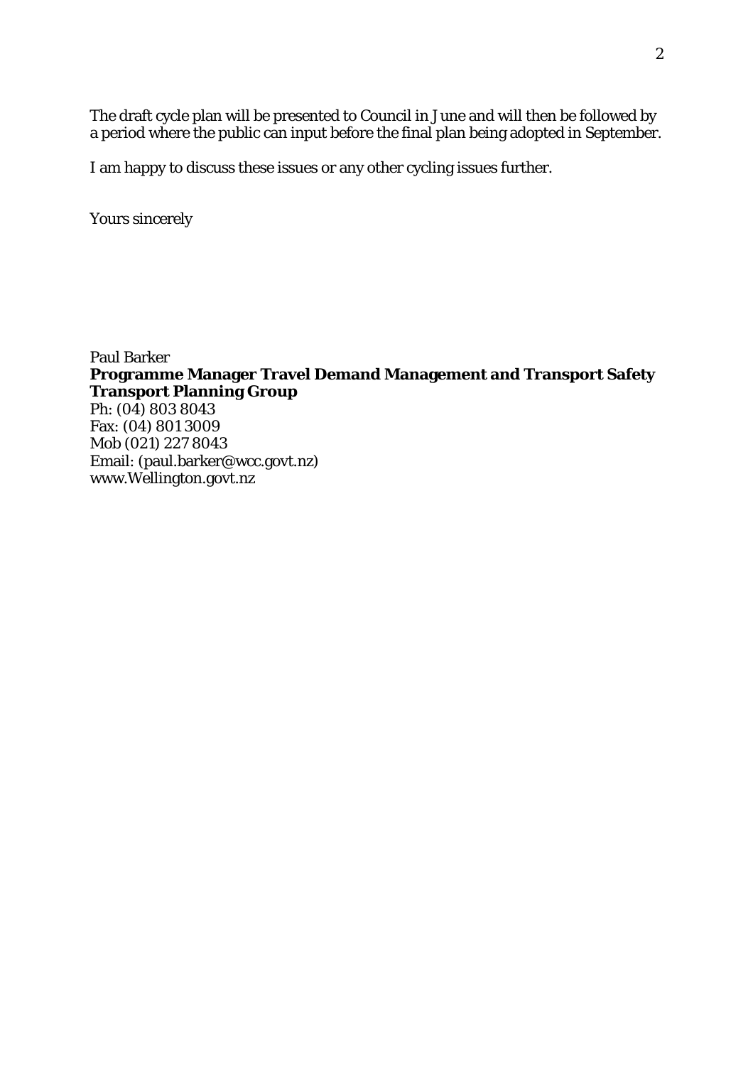The draft cycle plan will be presented to Council in June and will then be followed by a period where the public can input before the final plan being adopted in September.

I am happy to discuss these issues or any other cycling issues further.

Yours sincerely

Paul Barker  
**Programme Manager Travel Demand Management and Transport Safety**  
**Transport Planning Group**  
Ph: (04) 803 8043  
Fax: (04) 801 3009  
Mob (021) 227 8043  
Email: (paul.barker@wcc.govt.nz)  
www.Wellington.govt.nz